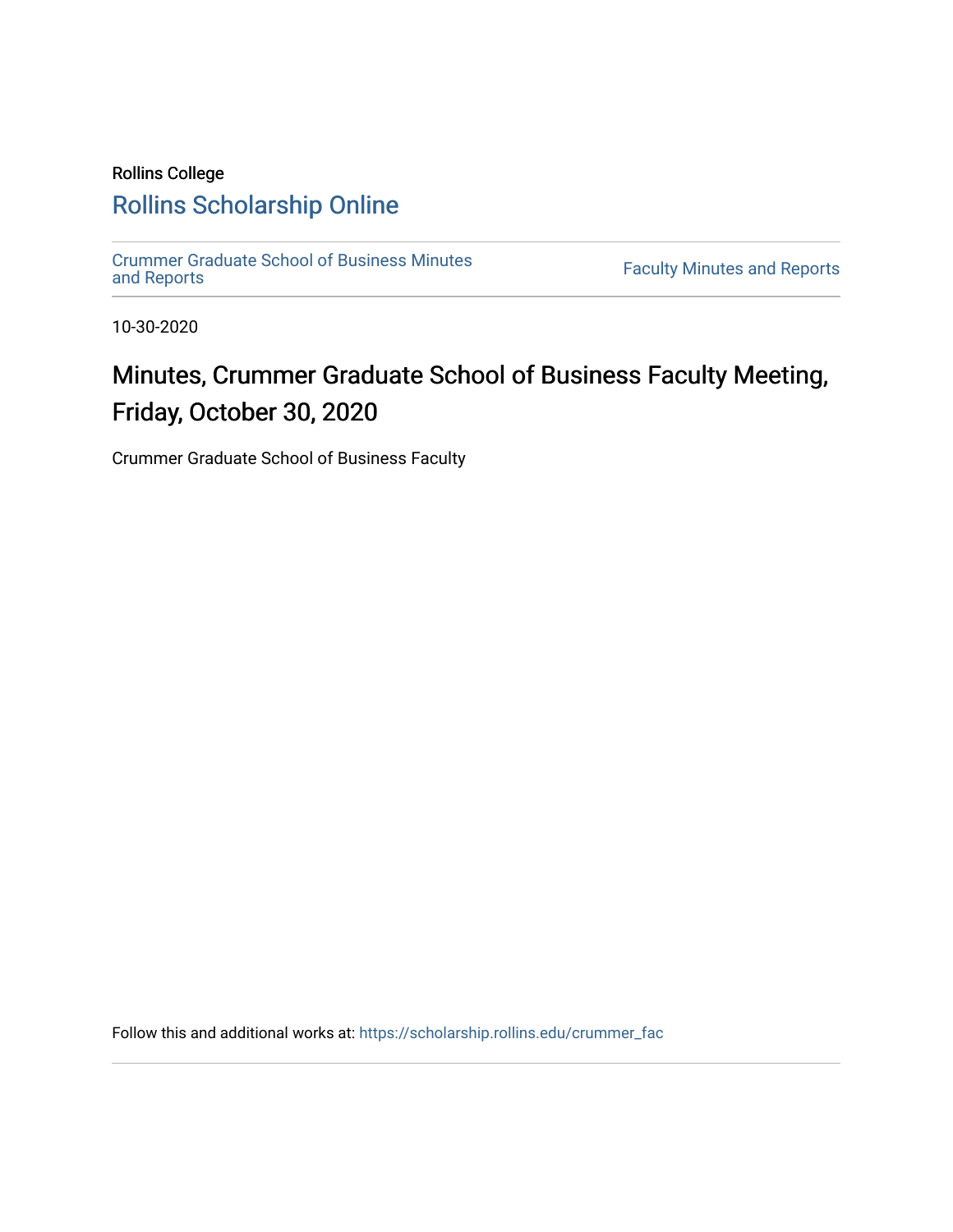Rollins College

[Rollins Scholarship Online](https://scholarship.rollins.edu)

[Crummer Graduate School of Business Minutes and Reports](https://scholarship.rollins.edu/crummer_fac) | [Faculty Minutes and Reports](https://scholarship.rollins.edu)

10-30-2020

# Minutes, Crummer Graduate School of Business Faculty Meeting, Friday, October 30, 2020

Crummer Graduate School of Business Faculty

Follow this and additional works at: https://scholarship.rollins.edu/crummer_fac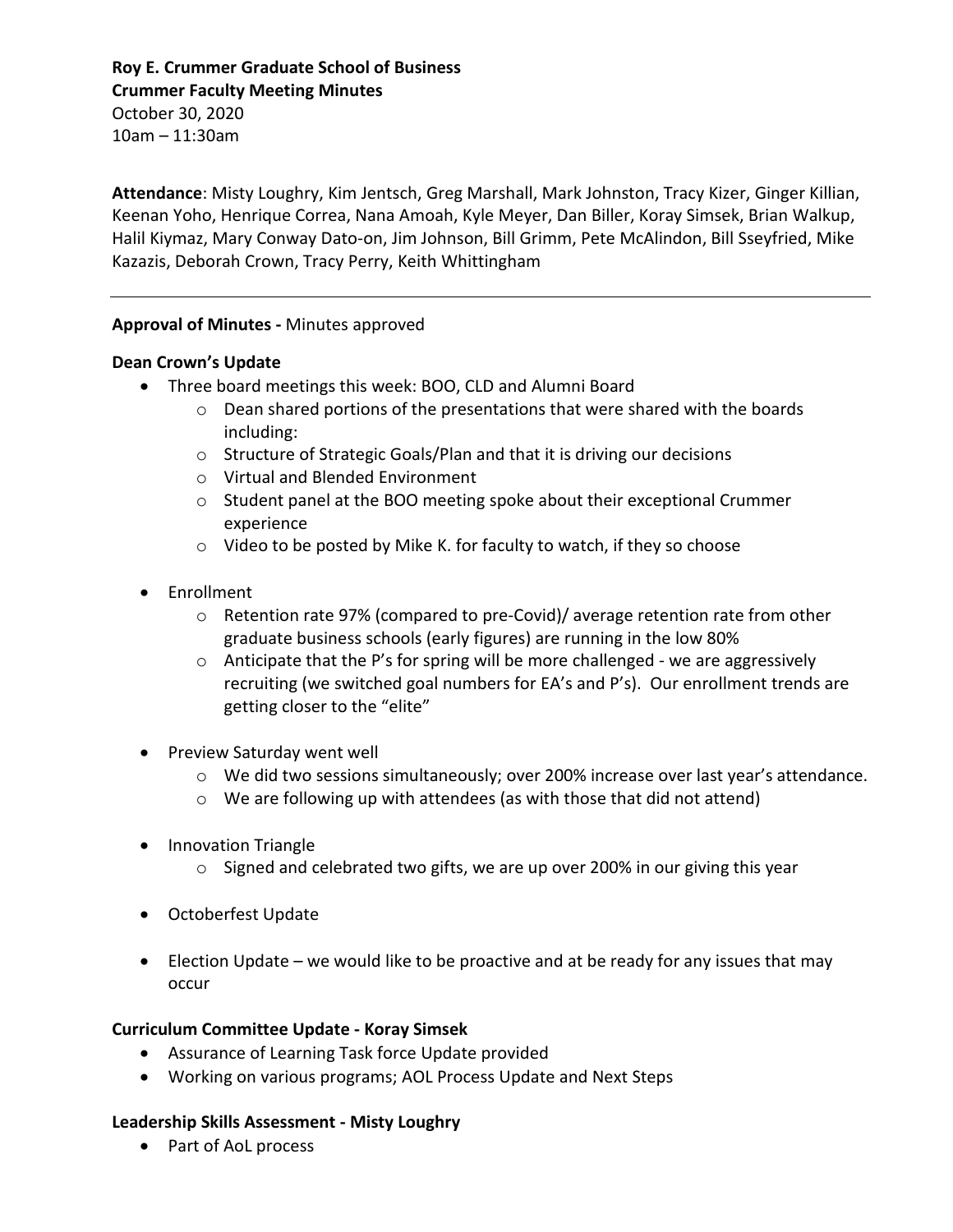**Roy E. Crummer Graduate School of Business**
**Crummer Faculty Meeting Minutes**
October 30, 2020
10am – 11:30am

**Attendance**: Misty Loughry, Kim Jentsch, Greg Marshall, Mark Johnston, Tracy Kizer, Ginger Killian, Keenan Yoho, Henrique Correa, Nana Amoah, Kyle Meyer, Dan Biller, Koray Simsek, Brian Walkup, Halil Kiymaz, Mary Conway Dato-on, Jim Johnson, Bill Grimm, Pete McAlindon, Bill Sseyfried, Mike Kazazis, Deborah Crown, Tracy Perry, Keith Whittingham

---

**Approval of Minutes -** Minutes approved

**Dean Crown's Update**

- Three board meetings this week: BOO, CLD and Alumni Board
  - Dean shared portions of the presentations that were shared with the boards including:
  - Structure of Strategic Goals/Plan and that it is driving our decisions
  - Virtual and Blended Environment
  - Student panel at the BOO meeting spoke about their exceptional Crummer experience
  - Video to be posted by Mike K. for faculty to watch, if they so choose
- Enrollment
  - Retention rate 97% (compared to pre-Covid)/ average retention rate from other graduate business schools (early figures) are running in the low 80%
  - Anticipate that the P's for spring will be more challenged - we are aggressively recruiting (we switched goal numbers for EA's and P's). Our enrollment trends are getting closer to the "elite"
- Preview Saturday went well
  - We did two sessions simultaneously; over 200% increase over last year's attendance.
  - We are following up with attendees (as with those that did not attend)
- Innovation Triangle
  - Signed and celebrated two gifts, we are up over 200% in our giving this year
- Octoberfest Update
- Election Update – we would like to be proactive and at be ready for any issues that may occur

**Curriculum Committee Update - Koray Simsek**

- Assurance of Learning Task force Update provided
- Working on various programs; AOL Process Update and Next Steps

**Leadership Skills Assessment - Misty Loughry**

- Part of AoL process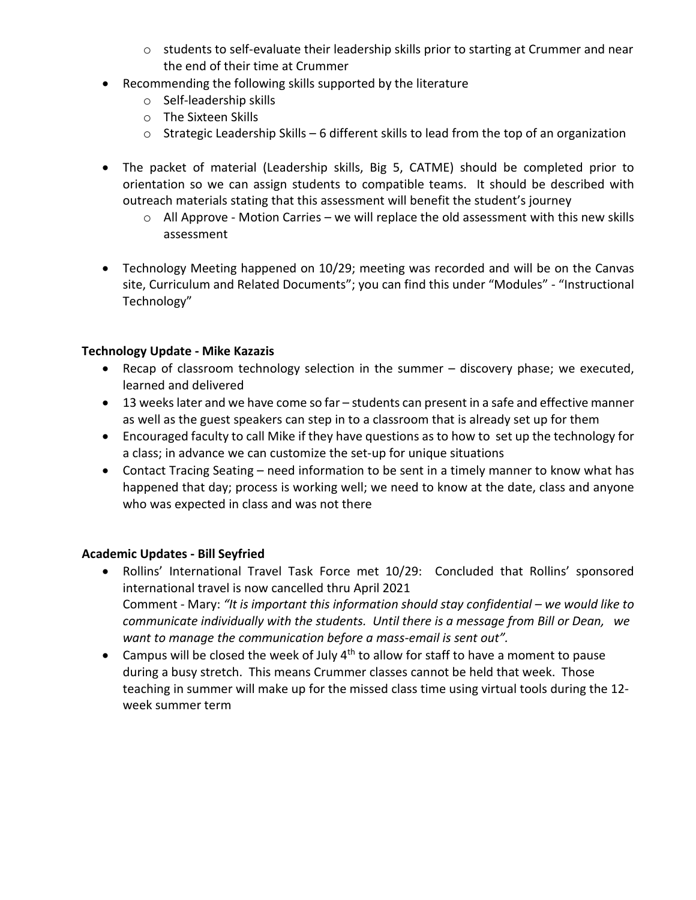- students to self-evaluate their leadership skills prior to starting at Crummer and near the end of their time at Crummer
- Recommending the following skills supported by the literature
    - Self-leadership skills
    - The Sixteen Skills
    - Strategic Leadership Skills – 6 different skills to lead from the top of an organization
- The packet of material (Leadership skills, Big 5, CATME) should be completed prior to orientation so we can assign students to compatible teams. It should be described with outreach materials stating that this assessment will benefit the student's journey
    - All Approve - Motion Carries – we will replace the old assessment with this new skills assessment
- Technology Meeting happened on 10/29; meeting was recorded and will be on the Canvas site, Curriculum and Related Documents"; you can find this under "Modules" - "Instructional Technology"

**Technology Update - Mike Kazazis**

- Recap of classroom technology selection in the summer – discovery phase; we executed, learned and delivered
- 13 weeks later and we have come so far – students can present in a safe and effective manner as well as the guest speakers can step in to a classroom that is already set up for them
- Encouraged faculty to call Mike if they have questions as to how to set up the technology for a class; in advance we can customize the set-up for unique situations
- Contact Tracing Seating – need information to be sent in a timely manner to know what has happened that day; process is working well; we need to know at the date, class and anyone who was expected in class and was not there

**Academic Updates - Bill Seyfried**

- Rollins' International Travel Task Force met 10/29: Concluded that Rollins' sponsored international travel is now cancelled thru April 2021
  Comment - Mary: *"It is important this information should stay confidential – we would like to communicate individually with the students. Until there is a message from Bill or Dean, we want to manage the communication before a mass-email is sent out".*
- Campus will be closed the week of July 4th to allow for staff to have a moment to pause during a busy stretch. This means Crummer classes cannot be held that week. Those teaching in summer will make up for the missed class time using virtual tools during the 12-week summer term